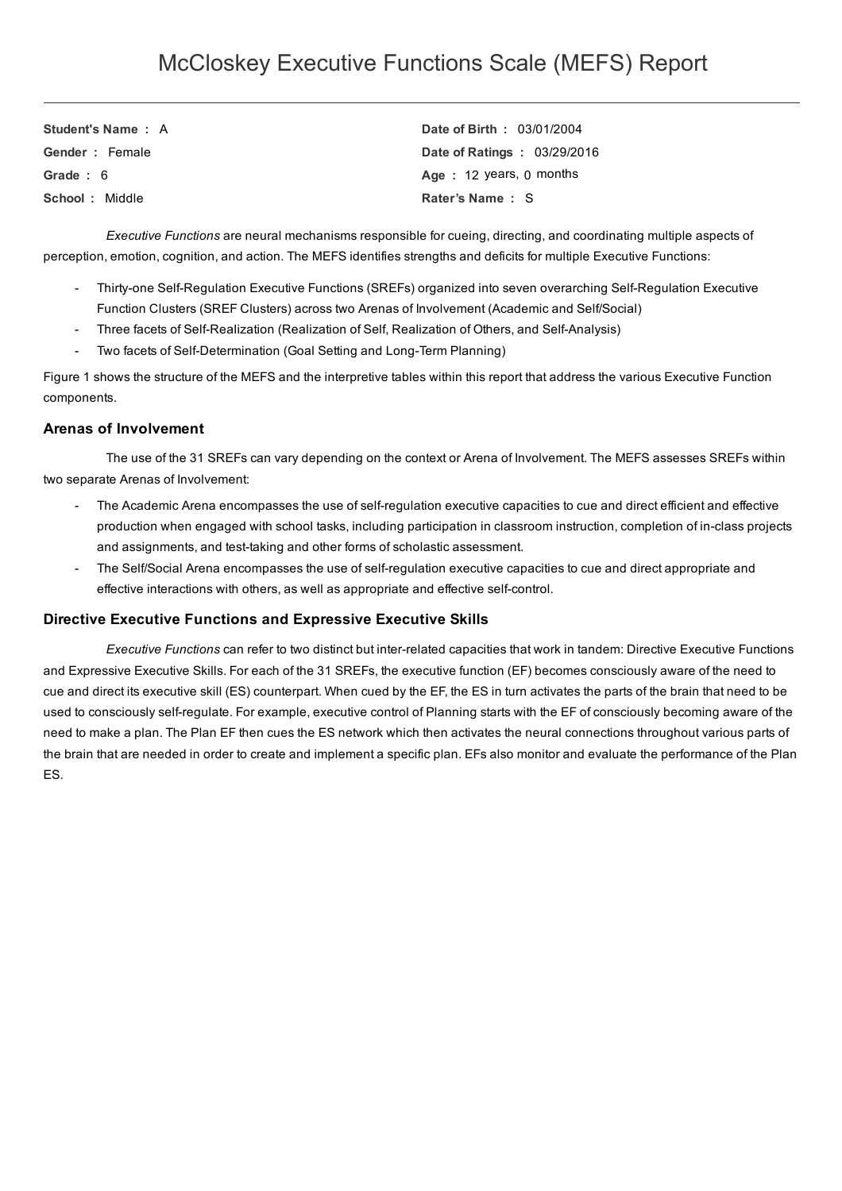# McCloskey Executive Functions Scale (MEFS) Report

| | |
|---|---|
| **Student's Name :** A | **Date of Birth :** 03/01/2004 |
| **Gender :** Female | **Date of Ratings :** 03/29/2016 |
| **Grade :** 6 | **Age :** 12 years, 0 months |
| **School :** Middle | **Rater's Name :** S |

*Executive Functions* are neural mechanisms responsible for cueing, directing, and coordinating multiple aspects of perception, emotion, cognition, and action. The MEFS identifies strengths and deficits for multiple Executive Functions:

- Thirty-one Self-Regulation Executive Functions (SREFs) organized into seven overarching Self-Regulation Executive Function Clusters (SREF Clusters) across two Arenas of Involvement (Academic and Self/Social)
- Three facets of Self-Realization (Realization of Self, Realization of Others, and Self-Analysis)
- Two facets of Self-Determination (Goal Setting and Long-Term Planning)

Figure 1 shows the structure of the MEFS and the interpretive tables within this report that address the various Executive Function components.

### Arenas of Involvement

The use of the 31 SREFs can vary depending on the context or Arena of Involvement. The MEFS assesses SREFs within two separate Arenas of Involvement:

- The Academic Arena encompasses the use of self-regulation executive capacities to cue and direct efficient and effective production when engaged with school tasks, including participation in classroom instruction, completion of in-class projects and assignments, and test-taking and other forms of scholastic assessment.
- The Self/Social Arena encompasses the use of self-regulation executive capacities to cue and direct appropriate and effective interactions with others, as well as appropriate and effective self-control.

### Directive Executive Functions and Expressive Executive Skills

*Executive Functions* can refer to two distinct but inter-related capacities that work in tandem: Directive Executive Functions and Expressive Executive Skills. For each of the 31 SREFs, the executive function (EF) becomes consciously aware of the need to cue and direct its executive skill (ES) counterpart. When cued by the EF, the ES in turn activates the parts of the brain that need to be used to consciously self-regulate. For example, executive control of Planning starts with the EF of consciously becoming aware of the need to make a plan. The Plan EF then cues the ES network which then activates the neural connections throughout various parts of the brain that are needed in order to create and implement a specific plan. EFs also monitor and evaluate the performance of the Plan ES.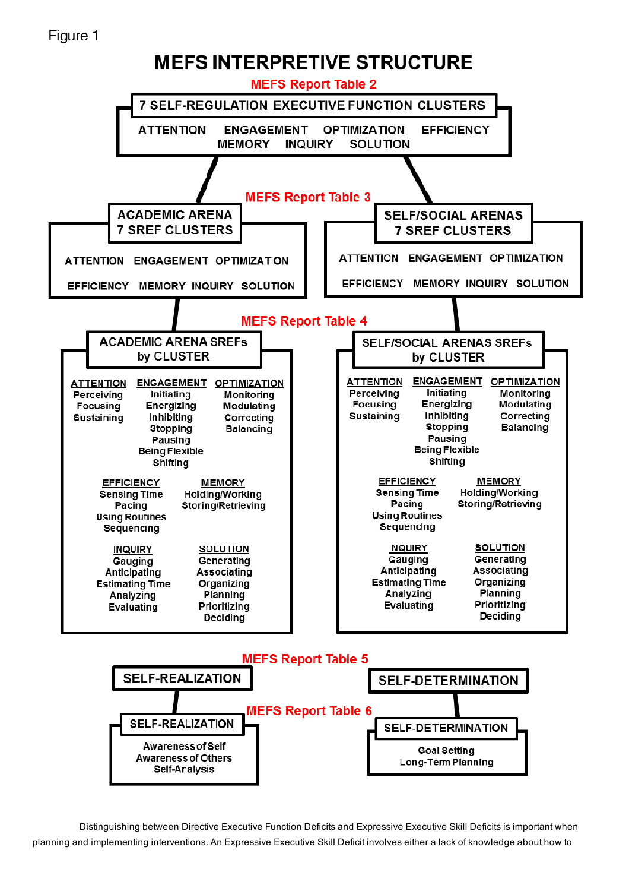Figure 1

# MEFS INTERPRETIVE STRUCTURE

**MEFS Report Table 2**

## 7 SELF-REGULATION EXECUTIVE FUNCTION CLUSTERS

ATTENTION ENGAGEMENT OPTIMIZATION EFFICIENCY MEMORY INQUIRY SOLUTION

**MEFS Report Table 3**

### ACADEMIC ARENA 7 SREF CLUSTERS

ATTENTION ENGAGEMENT OPTIMIZATION

EFFICIENCY MEMORY INQUIRY SOLUTION

### SELF/SOCIAL ARENAS 7 SREF CLUSTERS

ATTENTION ENGAGEMENT OPTIMIZATION

EFFICIENCY MEMORY INQUIRY SOLUTION

**MEFS Report Table 4**

### ACADEMIC ARENA SREFs by CLUSTER

**ATTENTION**
Perceiving
Focusing
Sustaining

**ENGAGEMENT**
Initiating
Energizing
Inhibiting
Stopping
Pausing
Being Flexible
Shifting

**OPTIMIZATION**
Monitoring
Modulating
Correcting
Balancing

**EFFICIENCY**
Sensing Time
Pacing
Using Routines
Sequencing

**MEMORY**
Holding/Working
Storing/Retrieving

**INQUIRY**
Gauging
Anticipating
Estimating Time
Analyzing
Evaluating

**SOLUTION**
Generating
Associating
Organizing
Planning
Prioritizing
Deciding

### SELF/SOCIAL ARENAS SREFs by CLUSTER

**ATTENTION**
Perceiving
Focusing
Sustaining

**ENGAGEMENT**
Initiating
Energizing
Inhibiting
Stopping
Pausing
Being Flexible
Shifting

**OPTIMIZATION**
Monitoring
Modulating
Correcting
Balancing

**EFFICIENCY**
Sensing Time
Pacing
Using Routines
Sequencing

**MEMORY**
Holding/Working
Storing/Retrieving

**INQUIRY**
Gauging
Anticipating
Estimating Time
Analyzing
Evaluating

**SOLUTION**
Generating
Associating
Organizing
Planning
Prioritizing
Deciding

**MEFS Report Table 5**

### SELF-REALIZATION

### SELF-DETERMINATION

**MEFS Report Table 6**

### SELF-REALIZATION

Awareness of Self
Awareness of Others
Self-Analysis

### SELF-DETERMINATION

Goal Setting
Long-Term Planning

Distinguishing between Directive Executive Function Deficits and Expressive Executive Skill Deficits is important when planning and implementing interventions. An Expressive Executive Skill Deficit involves either a lack of knowledge about how to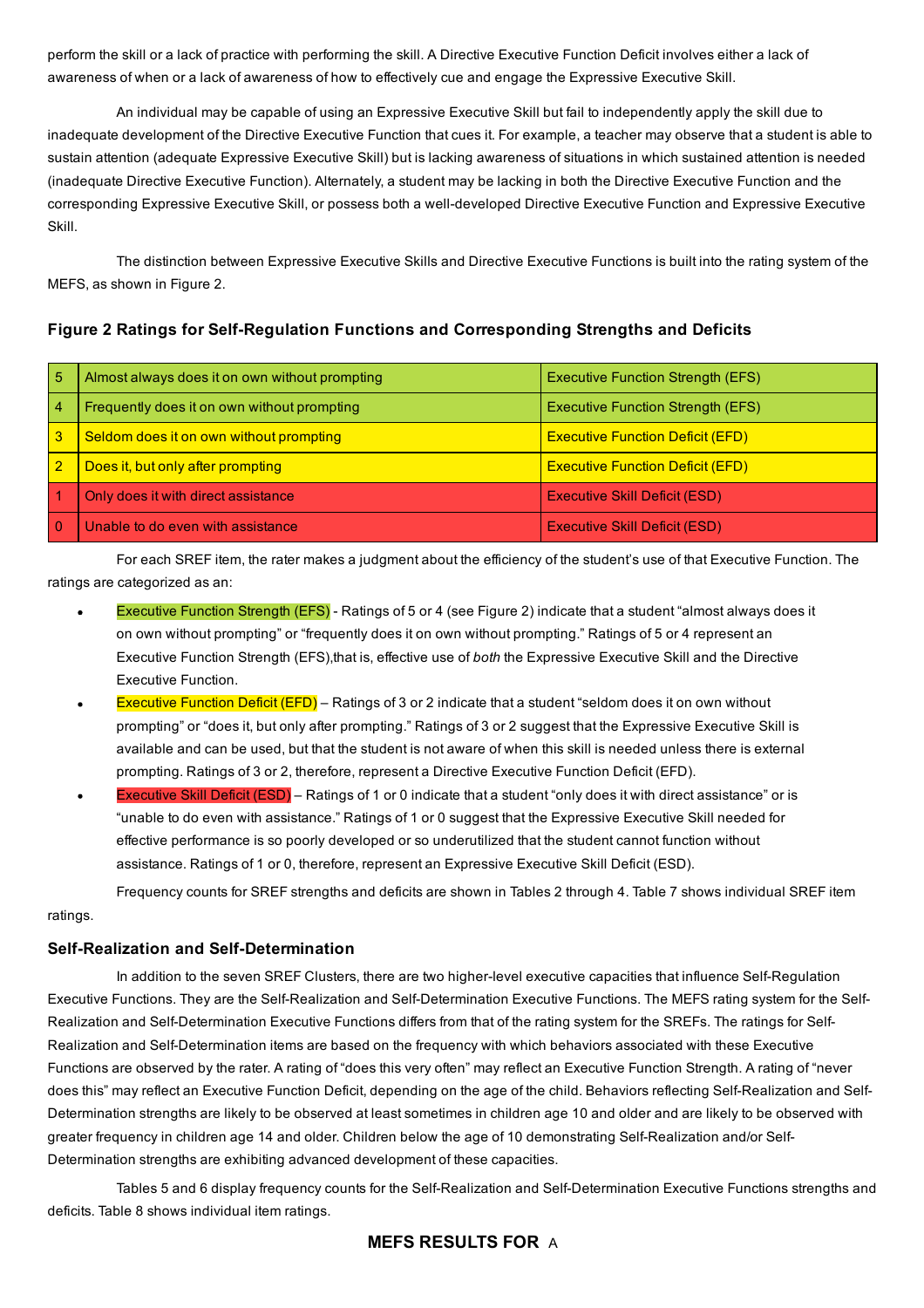perform the skill or a lack of practice with performing the skill. A Directive Executive Function Deficit involves either a lack of awareness of when or a lack of awareness of how to effectively cue and engage the Expressive Executive Skill.

An individual may be capable of using an Expressive Executive Skill but fail to independently apply the skill due to inadequate development of the Directive Executive Function that cues it. For example, a teacher may observe that a student is able to sustain attention (adequate Expressive Executive Skill) but is lacking awareness of situations in which sustained attention is needed (inadequate Directive Executive Function). Alternately, a student may be lacking in both the Directive Executive Function and the corresponding Expressive Executive Skill, or possess both a well-developed Directive Executive Function and Expressive Executive Skill.

The distinction between Expressive Executive Skills and Directive Executive Functions is built into the rating system of the MEFS, as shown in Figure 2.

### Figure 2 Ratings for Self-Regulation Functions and Corresponding Strengths and Deficits

| | | |
|---|---|---|
| 5 | Almost always does it on own without prompting | Executive Function Strength (EFS) |
| 4 | Frequently does it on own without prompting | Executive Function Strength (EFS) |
| 3 | Seldom does it on own without prompting | Executive Function Deficit (EFD) |
| 2 | Does it, but only after prompting | Executive Function Deficit (EFD) |
| 1 | Only does it with direct assistance | Executive Skill Deficit (ESD) |
| 0 | Unable to do even with assistance | Executive Skill Deficit (ESD) |

For each SREF item, the rater makes a judgment about the efficiency of the student's use of that Executive Function. The ratings are categorized as an:

- Executive Function Strength (EFS) - Ratings of 5 or 4 (see Figure 2) indicate that a student "almost always does it on own without prompting" or "frequently does it on own without prompting." Ratings of 5 or 4 represent an Executive Function Strength (EFS),that is, effective use of *both* the Expressive Executive Skill and the Directive Executive Function.
- Executive Function Deficit (EFD) – Ratings of 3 or 2 indicate that a student "seldom does it on own without prompting" or "does it, but only after prompting." Ratings of 3 or 2 suggest that the Expressive Executive Skill is available and can be used, but that the student is not aware of when this skill is needed unless there is external prompting. Ratings of 3 or 2, therefore, represent a Directive Executive Function Deficit (EFD).
- Executive Skill Deficit (ESD) – Ratings of 1 or 0 indicate that a student "only does it with direct assistance" or is "unable to do even with assistance." Ratings of 1 or 0 suggest that the Expressive Executive Skill needed for effective performance is so poorly developed or so underutilized that the student cannot function without assistance. Ratings of 1 or 0, therefore, represent an Expressive Executive Skill Deficit (ESD).

Frequency counts for SREF strengths and deficits are shown in Tables 2 through 4. Table 7 shows individual SREF item ratings.

### Self-Realization and Self-Determination

In addition to the seven SREF Clusters, there are two higher-level executive capacities that influence Self-Regulation Executive Functions. They are the Self-Realization and Self-Determination Executive Functions. The MEFS rating system for the Self-Realization and Self-Determination Executive Functions differs from that of the rating system for the SREFs. The ratings for Self-Realization and Self-Determination items are based on the frequency with which behaviors associated with these Executive Functions are observed by the rater. A rating of "does this very often" may reflect an Executive Function Strength. A rating of "never does this" may reflect an Executive Function Deficit, depending on the age of the child. Behaviors reflecting Self-Realization and Self-Determination strengths are likely to be observed at least sometimes in children age 10 and older and are likely to be observed with greater frequency in children age 14 and older. Children below the age of 10 demonstrating Self-Realization and/or Self-Determination strengths are exhibiting advanced development of these capacities.

Tables 5 and 6 display frequency counts for the Self-Realization and Self-Determination Executive Functions strengths and deficits. Table 8 shows individual item ratings.

## MEFS RESULTS FOR A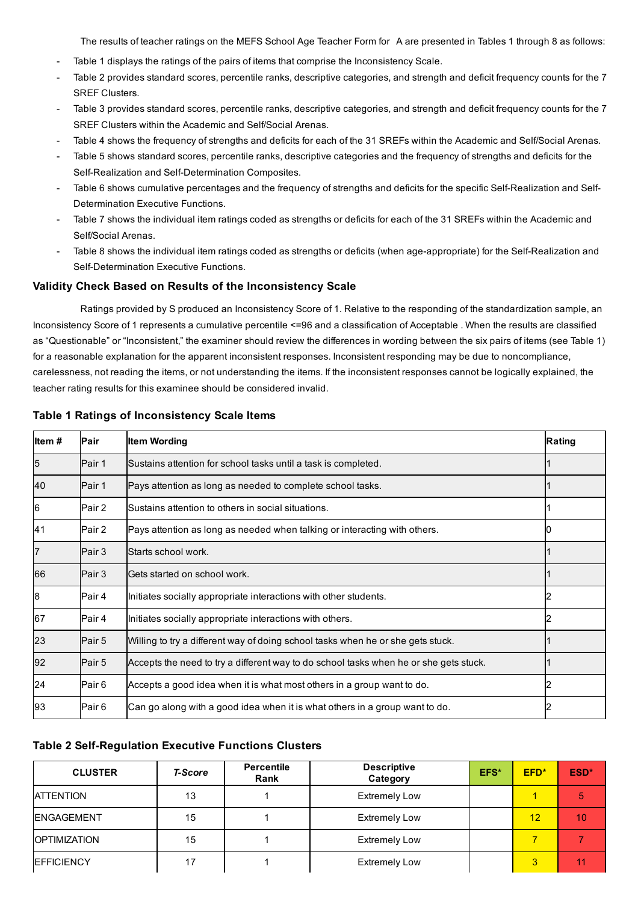The results of teacher ratings on the MEFS School Age Teacher Form for A are presented in Tables 1 through 8 as follows:

- Table 1 displays the ratings of the pairs of items that comprise the Inconsistency Scale.
- Table 2 provides standard scores, percentile ranks, descriptive categories, and strength and deficit frequency counts for the 7 SREF Clusters.
- Table 3 provides standard scores, percentile ranks, descriptive categories, and strength and deficit frequency counts for the 7 SREF Clusters within the Academic and Self/Social Arenas.
- Table 4 shows the frequency of strengths and deficits for each of the 31 SREFs within the Academic and Self/Social Arenas.
- Table 5 shows standard scores, percentile ranks, descriptive categories and the frequency of strengths and deficits for the Self-Realization and Self-Determination Composites.
- Table 6 shows cumulative percentages and the frequency of strengths and deficits for the specific Self-Realization and Self-Determination Executive Functions.
- Table 7 shows the individual item ratings coded as strengths or deficits for each of the 31 SREFs within the Academic and Self/Social Arenas.
- Table 8 shows the individual item ratings coded as strengths or deficits (when age-appropriate) for the Self-Realization and Self-Determination Executive Functions.

### Validity Check Based on Results of the Inconsistency Scale

Ratings provided by S produced an Inconsistency Score of 1. Relative to the responding of the standardization sample, an Inconsistency Score of 1 represents a cumulative percentile <=96 and a classification of Acceptable . When the results are classified as "Questionable" or "Inconsistent," the examiner should review the differences in wording between the six pairs of items (see Table 1) for a reasonable explanation for the apparent inconsistent responses. Inconsistent responding may be due to noncompliance, carelessness, not reading the items, or not understanding the items. If the inconsistent responses cannot be logically explained, the teacher rating results for this examinee should be considered invalid.

### Table 1 Ratings of Inconsistency Scale Items

| Item # | Pair | Item Wording | Rating |
|---|---|---|---|
| 5 | Pair 1 | Sustains attention for school tasks until a task is completed. | 1 |
| 40 | Pair 1 | Pays attention as long as needed to complete school tasks. | 1 |
| 6 | Pair 2 | Sustains attention to others in social situations. | 1 |
| 41 | Pair 2 | Pays attention as long as needed when talking or interacting with others. | 0 |
| 7 | Pair 3 | Starts school work. | 1 |
| 66 | Pair 3 | Gets started on school work. | 1 |
| 8 | Pair 4 | Initiates socially appropriate interactions with other students. | 2 |
| 67 | Pair 4 | Initiates socially appropriate interactions with others. | 2 |
| 23 | Pair 5 | Willing to try a different way of doing school tasks when he or she gets stuck. | 1 |
| 92 | Pair 5 | Accepts the need to try a different way to do school tasks when he or she gets stuck. | 1 |
| 24 | Pair 6 | Accepts a good idea when it is what most others in a group want to do. | 2 |
| 93 | Pair 6 | Can go along with a good idea when it is what others in a group want to do. | 2 |

### Table 2 Self-Regulation Executive Functions Clusters

| CLUSTER | *T-Score* | Percentile Rank | Descriptive Category | EFS* | EFD* | ESD* |
|---|---|---|---|---|---|---|
| ATTENTION | 13 | 1 | Extremely Low | | 1 | 5 |
| ENGAGEMENT | 15 | 1 | Extremely Low | | 12 | 10 |
| OPTIMIZATION | 15 | 1 | Extremely Low | | 7 | 7 |
| EFFICIENCY | 17 | 1 | Extremely Low | | 3 | 11 |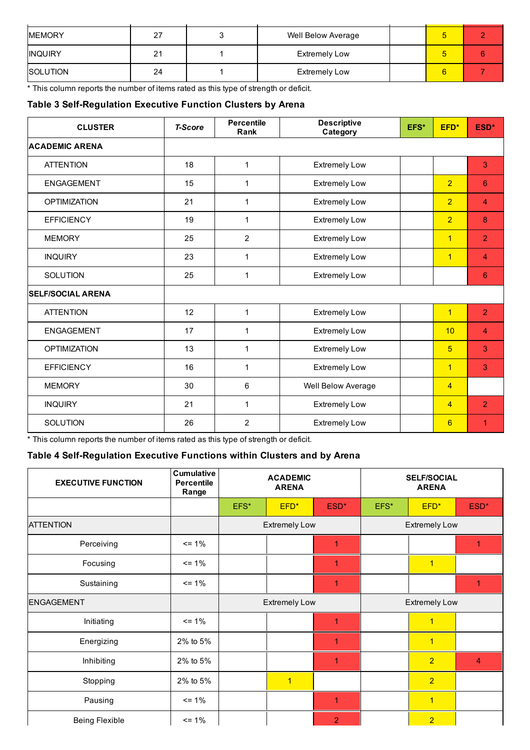| | | | | | | |
|---|---|---|---|---|---|---|
| MEMORY | 27 | 3 | Well Below Average | | 5 | 2 |
| INQUIRY | 21 | 1 | Extremely Low | | 5 | 6 |
| SOLUTION | 24 | 1 | Extremely Low | | 6 | 7 |

* This column reports the number of items rated as this type of strength or deficit.

**Table 3 Self-Regulation Executive Function Clusters by Arena**

| CLUSTER | *T-Score* | Percentile Rank | Descriptive Category | EFS* | EFD* | ESD* |
|---|---|---|---|---|---|---|
| **ACADEMIC ARENA** | | | | | | |
| ATTENTION | 18 | 1 | Extremely Low | | | 3 |
| ENGAGEMENT | 15 | 1 | Extremely Low | | 2 | 6 |
| OPTIMIZATION | 21 | 1 | Extremely Low | | 2 | 4 |
| EFFICIENCY | 19 | 1 | Extremely Low | | 2 | 8 |
| MEMORY | 25 | 2 | Extremely Low | | 1 | 2 |
| INQUIRY | 23 | 1 | Extremely Low | | 1 | 4 |
| SOLUTION | 25 | 1 | Extremely Low | | | 6 |
| **SELF/SOCIAL ARENA** | | | | | | |
| ATTENTION | 12 | 1 | Extremely Low | | 1 | 2 |
| ENGAGEMENT | 17 | 1 | Extremely Low | | 10 | 4 |
| OPTIMIZATION | 13 | 1 | Extremely Low | | 5 | 3 |
| EFFICIENCY | 16 | 1 | Extremely Low | | 1 | 3 |
| MEMORY | 30 | 6 | Well Below Average | | 4 | |
| INQUIRY | 21 | 1 | Extremely Low | | 4 | 2 |
| SOLUTION | 26 | 2 | Extremely Low | | 6 | 1 |

* This column reports the number of items rated as this type of strength or deficit.

**Table 4 Self-Regulation Executive Functions within Clusters and by Arena**

| EXECUTIVE FUNCTION | Cumulative Percentile Range | ACADEMIC ARENA | | | SELF/SOCIAL ARENA | | |
|---|---|---|---|---|---|---|---|
| | | EFS* | EFD* | ESD* | EFS* | EFD* | ESD* |
| ATTENTION | | Extremely Low | | | Extremely Low | | |
| Perceiving | <= 1% | | | 1 | | | 1 |
| Focusing | <= 1% | | | 1 | | 1 | |
| Sustaining | <= 1% | | | 1 | | | 1 |
| ENGAGEMENT | | Extremely Low | | | Extremely Low | | |
| Initiating | <= 1% | | | 1 | | 1 | |
| Energizing | 2% to 5% | | | 1 | | 1 | |
| Inhibiting | 2% to 5% | | | 1 | | 2 | 4 |
| Stopping | 2% to 5% | | 1 | | | 2 | |
| Pausing | <= 1% | | | 1 | | 1 | |
| Being Flexible | <= 1% | | | 2 | | 2 | |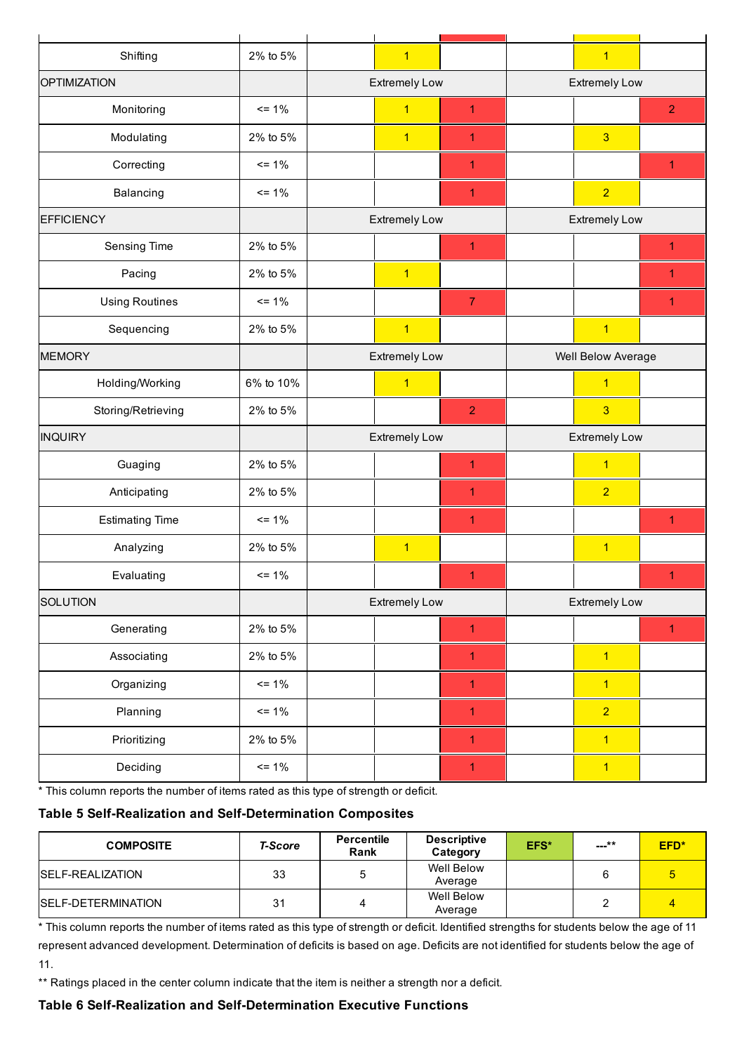| | | | | | | | |
|---|---|---|---|---|---|---|---|
| Shifting | 2% to 5% | | 1 | | | 1 | |
| OPTIMIZATION | | Extremely Low | | | Extremely Low | | |
| Monitoring | <= 1% | | 1 | 1 | | | 2 |
| Modulating | 2% to 5% | | 1 | 1 | | 3 | |
| Correcting | <= 1% | | | 1 | | | 1 |
| Balancing | <= 1% | | | 1 | | 2 | |
| EFFICIENCY | | Extremely Low | | | Extremely Low | | |
| Sensing Time | 2% to 5% | | | 1 | | | 1 |
| Pacing | 2% to 5% | | 1 | | | | 1 |
| Using Routines | <= 1% | | | 7 | | | 1 |
| Sequencing | 2% to 5% | | 1 | | | 1 | |
| MEMORY | | Extremely Low | | | Well Below Average | | |
| Holding/Working | 6% to 10% | | 1 | | | 1 | |
| Storing/Retrieving | 2% to 5% | | | 2 | | 3 | |
| INQUIRY | | Extremely Low | | | Extremely Low | | |
| Guaging | 2% to 5% | | | 1 | | 1 | |
| Anticipating | 2% to 5% | | | 1 | | 2 | |
| Estimating Time | <= 1% | | | 1 | | | 1 |
| Analyzing | 2% to 5% | | 1 | | | 1 | |
| Evaluating | <= 1% | | | 1 | | | 1 |
| SOLUTION | | Extremely Low | | | Extremely Low | | |
| Generating | 2% to 5% | | | 1 | | | 1 |
| Associating | 2% to 5% | | | 1 | | 1 | |
| Organizing | <= 1% | | | 1 | | 1 | |
| Planning | <= 1% | | | 1 | | 2 | |
| Prioritizing | 2% to 5% | | | 1 | | 1 | |
| Deciding | <= 1% | | | 1 | | 1 | |

* This column reports the number of items rated as this type of strength or deficit.

**Table 5 Self-Realization and Self-Determination Composites**

| COMPOSITE | *T-Score* | Percentile Rank | Descriptive Category | EFS* | ---** | EFD* |
|---|---|---|---|---|---|---|
| SELF-REALIZATION | 33 | 5 | Well Below Average | | 6 | 5 |
| SELF-DETERMINATION | 31 | 4 | Well Below Average | | 2 | 4 |

* This column reports the number of items rated as this type of strength or deficit. Identified strengths for students below the age of 11 represent advanced development. Determination of deficits is based on age. Deficits are not identified for students below the age of 11.

** Ratings placed in the center column indicate that the item is neither a strength nor a deficit.

**Table 6 Self-Realization and Self-Determination Executive Functions**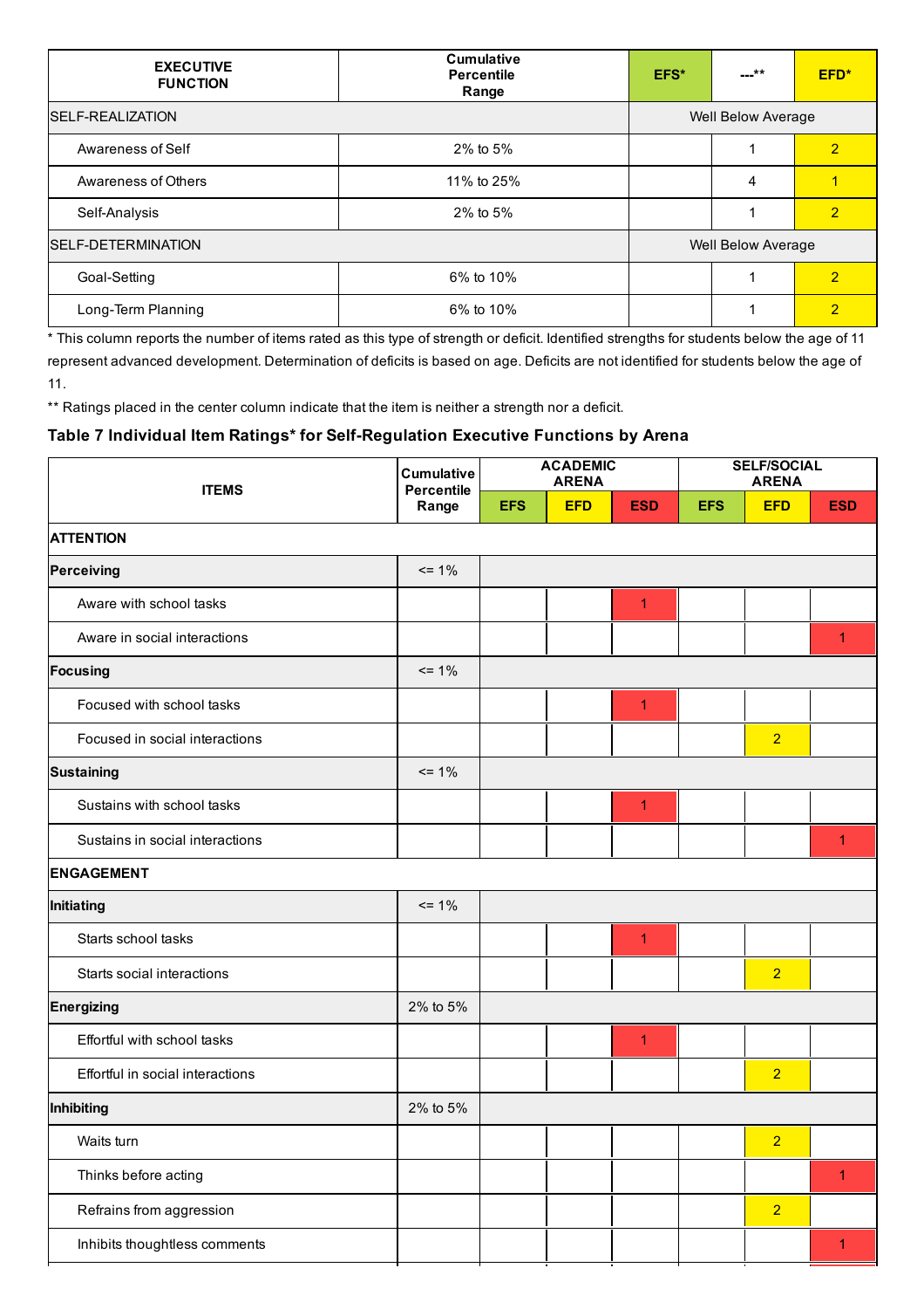| EXECUTIVE FUNCTION | Cumulative Percentile Range | EFS* | ---** | EFD* |
|---|---|---|---|---|
| SELF-REALIZATION | | Well Below Average | | |
| Awareness of Self | 2% to 5% | | 1 | 2 |
| Awareness of Others | 11% to 25% | | 4 | 1 |
| Self-Analysis | 2% to 5% | | 1 | 2 |
| SELF-DETERMINATION | | Well Below Average | | |
| Goal-Setting | 6% to 10% | | 1 | 2 |
| Long-Term Planning | 6% to 10% | | 1 | 2 |

* This column reports the number of items rated as this type of strength or deficit. Identified strengths for students below the age of 11 represent advanced development. Determination of deficits is based on age. Deficits are not identified for students below the age of 11.

** Ratings placed in the center column indicate that the item is neither a strength nor a deficit.

### Table 7 Individual Item Ratings* for Self-Regulation Executive Functions by Arena

| ITEMS | Cumulative Percentile Range | ACADEMIC ARENA | | | SELF/SOCIAL ARENA | | |
|---|---|---|---|---|---|---|---|
| | | EFS | EFD | ESD | EFS | EFD | ESD |
| **ATTENTION** | | | | | | | |
| **Perceiving** | <= 1% | | | | | | |
| Aware with school tasks | | | | 1 | | | |
| Aware in social interactions | | | | | | | 1 |
| **Focusing** | <= 1% | | | | | | |
| Focused with school tasks | | | | 1 | | | |
| Focused in social interactions | | | | | | 2 | |
| **Sustaining** | <= 1% | | | | | | |
| Sustains with school tasks | | | | 1 | | | |
| Sustains in social interactions | | | | | | | 1 |
| **ENGAGEMENT** | | | | | | | |
| **Initiating** | <= 1% | | | | | | |
| Starts school tasks | | | | 1 | | | |
| Starts social interactions | | | | | | 2 | |
| **Energizing** | 2% to 5% | | | | | | |
| Effortful with school tasks | | | | 1 | | | |
| Effortful in social interactions | | | | | | 2 | |
| **Inhibiting** | 2% to 5% | | | | | | |
| Waits turn | | | | | | 2 | |
| Thinks before acting | | | | | | | 1 |
| Refrains from aggression | | | | | | 2 | |
| Inhibits thoughtless comments | | | | | | | 1 |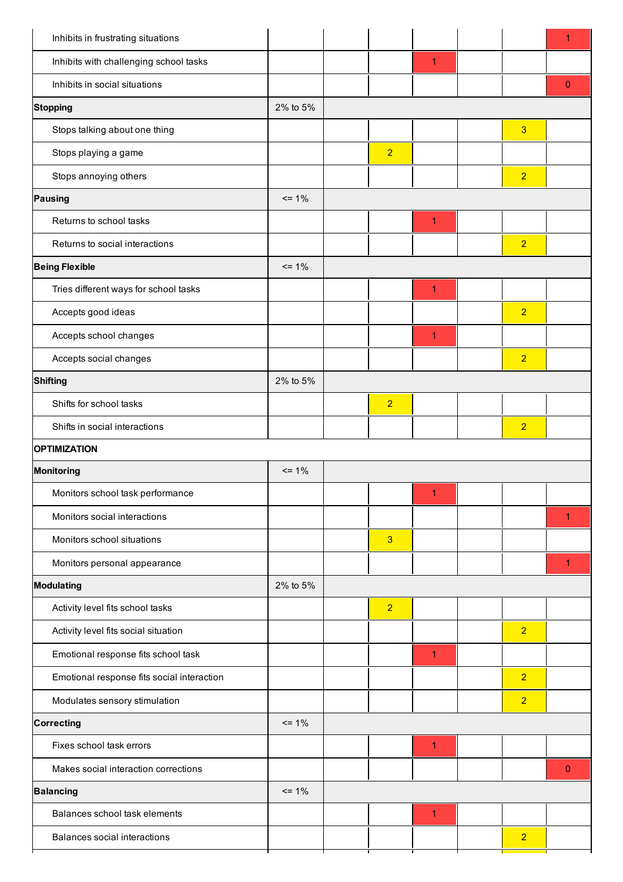| | | | | | | | |
|---|---|---|---|---|---|---|---|
| Inhibits in frustrating situations | | | | | | | 1 |
| Inhibits with challenging school tasks | | | | 1 | | | |
| Inhibits in social situations | | | | | | | 0 |
| **Stopping** | 2% to 5% | | | | | | |
| Stops talking about one thing | | | | | | 3 | |
| Stops playing a game | | | 2 | | | | |
| Stops annoying others | | | | | | 2 | |
| **Pausing** | <= 1% | | | | | | |
| Returns to school tasks | | | | 1 | | | |
| Returns to social interactions | | | | | | 2 | |
| **Being Flexible** | <= 1% | | | | | | |
| Tries different ways for school tasks | | | | 1 | | | |
| Accepts good ideas | | | | | | 2 | |
| Accepts school changes | | | | 1 | | | |
| Accepts social changes | | | | | | 2 | |
| **Shifting** | 2% to 5% | | | | | | |
| Shifts for school tasks | | | 2 | | | | |
| Shifts in social interactions | | | | | | 2 | |
| **OPTIMIZATION** | | | | | | | |
| **Monitoring** | <= 1% | | | | | | |
| Monitors school task performance | | | | 1 | | | |
| Monitors social interactions | | | | | | | 1 |
| Monitors school situations | | | 3 | | | | |
| Monitors personal appearance | | | | | | | 1 |
| **Modulating** | 2% to 5% | | | | | | |
| Activity level fits school tasks | | | 2 | | | | |
| Activity level fits social situation | | | | | | 2 | |
| Emotional response fits school task | | | | 1 | | | |
| Emotional response fits social interaction | | | | | | 2 | |
| Modulates sensory stimulation | | | | | | 2 | |
| **Correcting** | <= 1% | | | | | | |
| Fixes school task errors | | | | 1 | | | |
| Makes social interaction corrections | | | | | | | 0 |
| **Balancing** | <= 1% | | | | | | |
| Balances school task elements | | | | 1 | | | |
| Balances social interactions | | | | | | 2 | |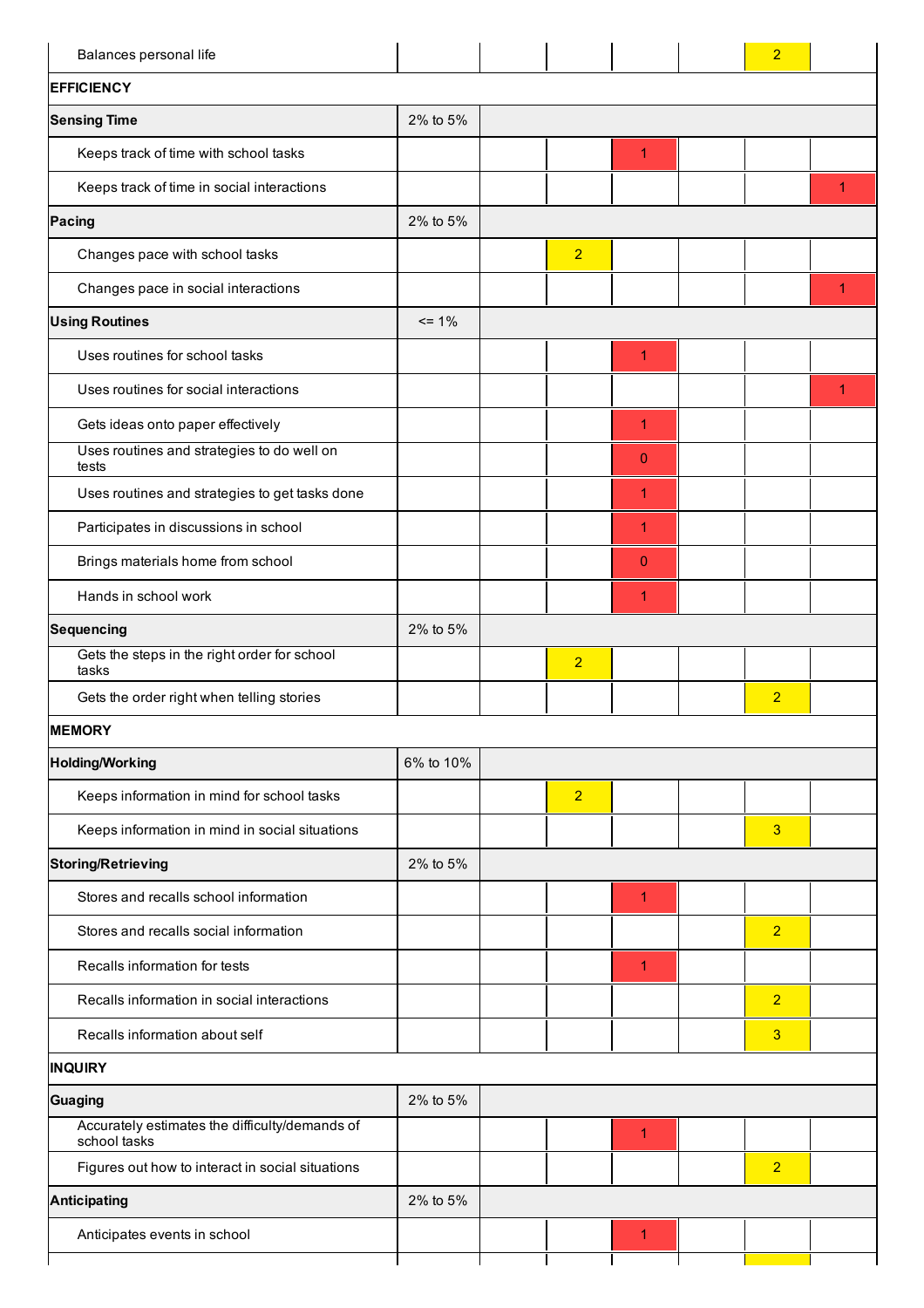| | | | | | | | |
|---|---|---|---|---|---|---|---|
| Balances personal life | | | | | | 2 | |
| **EFFICIENCY** | | | | | | | |
| **Sensing Time** | 2% to 5% | | | | | | |
| Keeps track of time with school tasks | | | | 1 | | | |
| Keeps track of time in social interactions | | | | | | | 1 |
| **Pacing** | 2% to 5% | | | | | | |
| Changes pace with school tasks | | | 2 | | | | |
| Changes pace in social interactions | | | | | | | 1 |
| **Using Routines** | <= 1% | | | | | | |
| Uses routines for school tasks | | | | 1 | | | |
| Uses routines for social interactions | | | | | | | 1 |
| Gets ideas onto paper effectively | | | | 1 | | | |
| Uses routines and strategies to do well on tests | | | | 0 | | | |
| Uses routines and strategies to get tasks done | | | | 1 | | | |
| Participates in discussions in school | | | | 1 | | | |
| Brings materials home from school | | | | 0 | | | |
| Hands in school work | | | | 1 | | | |
| **Sequencing** | 2% to 5% | | | | | | |
| Gets the steps in the right order for school tasks | | | 2 | | | | |
| Gets the order right when telling stories | | | | | | 2 | |
| **MEMORY** | | | | | | | |
| **Holding/Working** | 6% to 10% | | | | | | |
| Keeps information in mind for school tasks | | | 2 | | | | |
| Keeps information in mind in social situations | | | | | | 3 | |
| **Storing/Retrieving** | 2% to 5% | | | | | | |
| Stores and recalls school information | | | | 1 | | | |
| Stores and recalls social information | | | | | | 2 | |
| Recalls information for tests | | | | 1 | | | |
| Recalls information in social interactions | | | | | | 2 | |
| Recalls information about self | | | | | | 3 | |
| **INQUIRY** | | | | | | | |
| **Guaging** | 2% to 5% | | | | | | |
| Accurately estimates the difficulty/demands of school tasks | | | | 1 | | | |
| Figures out how to interact in social situations | | | | | | 2 | |
| **Anticipating** | 2% to 5% | | | | | | |
| Anticipates events in school | | | | 1 | | | |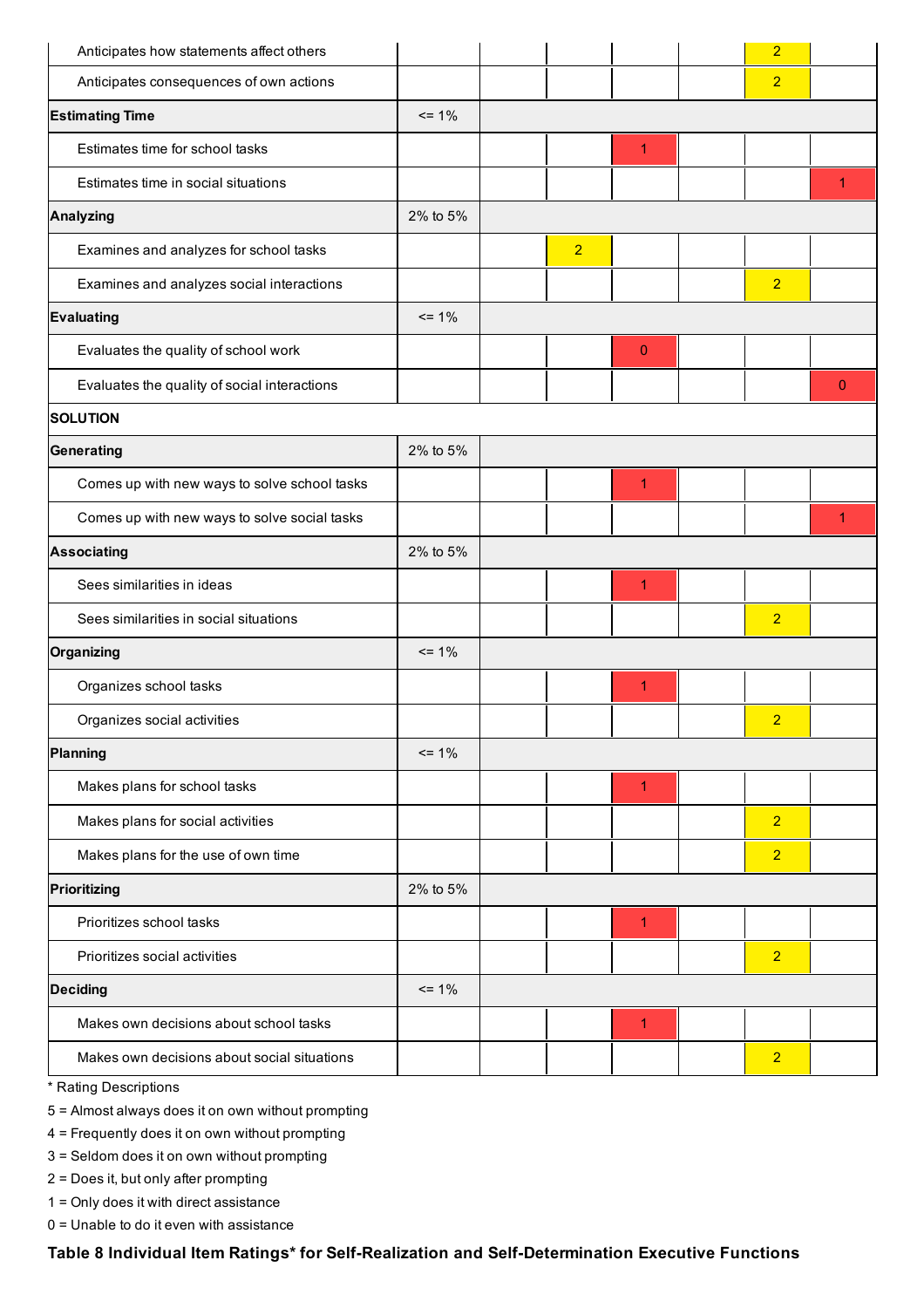| | | | | | | | |
|---|---|---|---|---|---|---|---|
| Anticipates how statements affect others | | | | | | 2 | |
| Anticipates consequences of own actions | | | | | | 2 | |
| **Estimating Time** | <= 1% | | | | | | |
| Estimates time for school tasks | | | | 1 | | | |
| Estimates time in social situations | | | | | | | 1 |
| **Analyzing** | 2% to 5% | | | | | | |
| Examines and analyzes for school tasks | | | 2 | | | | |
| Examines and analyzes social interactions | | | | | | 2 | |
| **Evaluating** | <= 1% | | | | | | |
| Evaluates the quality of school work | | | | 0 | | | |
| Evaluates the quality of social interactions | | | | | | | 0 |
| **SOLUTION** | | | | | | | |
| **Generating** | 2% to 5% | | | | | | |
| Comes up with new ways to solve school tasks | | | | 1 | | | |
| Comes up with new ways to solve social tasks | | | | | | | 1 |
| **Associating** | 2% to 5% | | | | | | |
| Sees similarities in ideas | | | | 1 | | | |
| Sees similarities in social situations | | | | | | 2 | |
| **Organizing** | <= 1% | | | | | | |
| Organizes school tasks | | | | 1 | | | |
| Organizes social activities | | | | | | 2 | |
| **Planning** | <= 1% | | | | | | |
| Makes plans for school tasks | | | | 1 | | | |
| Makes plans for social activities | | | | | | 2 | |
| Makes plans for the use of own time | | | | | | 2 | |
| **Prioritizing** | 2% to 5% | | | | | | |
| Prioritizes school tasks | | | | 1 | | | |
| Prioritizes social activities | | | | | | 2 | |
| **Deciding** | <= 1% | | | | | | |
| Makes own decisions about school tasks | | | | 1 | | | |
| Makes own decisions about social situations | | | | | | 2 | |

* Rating Descriptions

5 = Almost always does it on own without prompting

4 = Frequently does it on own without prompting

3 = Seldom does it on own without prompting

2 = Does it, but only after prompting

1 = Only does it with direct assistance

0 = Unable to do it even with assistance

**Table 8 Individual Item Ratings* for Self-Realization and Self-Determination Executive Functions**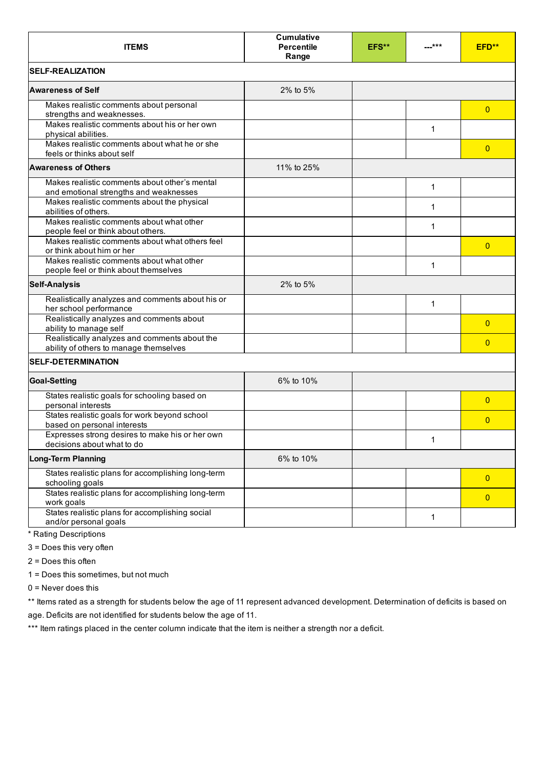| ITEMS | Cumulative Percentile Range | EFS** | ---*** | EFD** |
|---|---|---|---|---|
| **SELF-REALIZATION** | | | | |
| **Awareness of Self** | 2% to 5% | | | |
| Makes realistic comments about personal strengths and weaknesses. | | | | 0 |
| Makes realistic comments about his or her own physical abilities. | | | 1 | |
| Makes realistic comments about what he or she feels or thinks about self | | | | 0 |
| **Awareness of Others** | 11% to 25% | | | |
| Makes realistic comments about other's mental and emotional strengths and weaknesses | | | 1 | |
| Makes realistic comments about the physical abilities of others. | | | 1 | |
| Makes realistic comments about what other people feel or think about others. | | | 1 | |
| Makes realistic comments about what others feel or think about him or her | | | | 0 |
| Makes realistic comments about what other people feel or think about themselves | | | 1 | |
| **Self-Analysis** | 2% to 5% | | | |
| Realistically analyzes and comments about his or her school performance | | | 1 | |
| Realistically analyzes and comments about ability to manage self | | | | 0 |
| Realistically analyzes and comments about the ability of others to manage themselves | | | | 0 |
| **SELF-DETERMINATION** | | | | |
| **Goal-Setting** | 6% to 10% | | | |
| States realistic goals for schooling based on personal interests | | | | 0 |
| States realistic goals for work beyond school based on personal interests | | | | 0 |
| Expresses strong desires to make his or her own decisions about what to do | | | 1 | |
| **Long-Term Planning** | 6% to 10% | | | |
| States realistic plans for accomplishing long-term schooling goals | | | | 0 |
| States realistic plans for accomplishing long-term work goals | | | | 0 |
| States realistic plans for accomplishing social and/or personal goals | | | 1 | |

\* Rating Descriptions

3 = Does this very often

2 = Does this often

1 = Does this sometimes, but not much

0 = Never does this

** Items rated as a strength for students below the age of 11 represent advanced development. Determination of deficits is based on age. Deficits are not identified for students below the age of 11.

*** Item ratings placed in the center column indicate that the item is neither a strength nor a deficit.